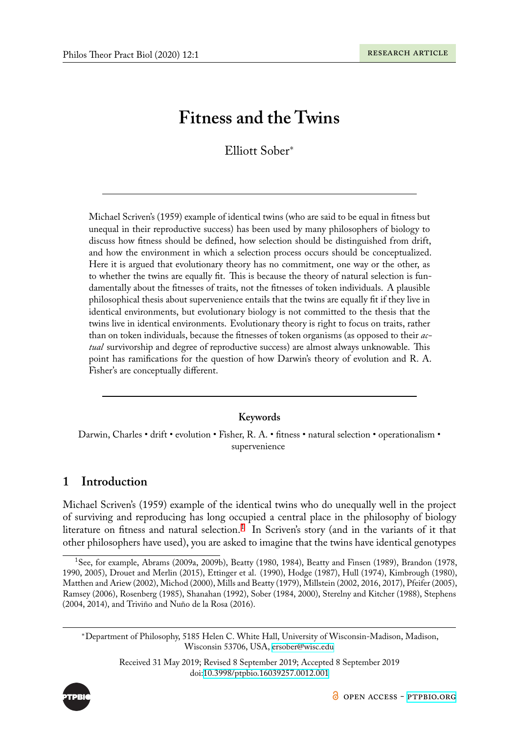# Fitness and the Twins

Elliott Sober*

---

Michael Scriven's (1959) example of identical twins (who are said to be equal in fitness but unequal in their reproductive success) has been used by many philosophers of biology to discuss how fitness should be defined, how selection should be distinguished from drift, and how the environment in which a selection process occurs should be conceptualized. Here it is argued that evolutionary theory has no commitment, one way or the other, as to whether the twins are equally fit. This is because the theory of natural selection is fundamentally about the fitnesses of traits, not the fitnesses of token individuals. A plausible philosophical thesis about supervenience entails that the twins are equally fit if they live in identical environments, but evolutionary biology is not committed to the thesis that the twins live in identical environments. Evolutionary theory is right to focus on traits, rather than on token individuals, because the fitnesses of token organisms (as opposed to their *actual* survivorship and degree of reproductive success) are almost always unknowable. This point has ramifications for the question of how Darwin's theory of evolution and R. A. Fisher's are conceptually different.

---

**Keywords**

Darwin, Charles • drift • evolution • Fisher, R. A. • fitness • natural selection • operationalism • supervenience

## 1 Introduction

Michael Scriven's (1959) example of the identical twins who do unequally well in the project of surviving and reproducing has long occupied a central place in the philosophy of biology literature on fitness and natural selection.[1] In Scriven's story (and in the variants of it that other philosophers have used), you are asked to imagine that the twins have identical genotypes

[1] See, for example, Abrams (2009a, 2009b), Beatty (1980, 1984), Beatty and Finsen (1989), Brandon (1978, 1990, 2005), Drouet and Merlin (2015), Ettinger et al. (1990), Hodge (1987), Hull (1974), Kimbrough (1980), Matthen and Ariew (2002), Michod (2000), Mills and Beatty (1979), Millstein (2002, 2016, 2017), Pfeifer (2005), Ramsey (2006), Rosenberg (1985), Shanahan (1992), Sober (1984, 2000), Sterelny and Kitcher (1988), Stephens (2004, 2014), and Triviño and Nuño de la Rosa (2016).

*Department of Philosophy, 5185 Helen C. White Hall, University of Wisconsin-Madison, Madison, Wisconsin 53706, USA, ersober@wisc.edu

Received 31 May 2019; Revised 8 September 2019; Accepted 8 September 2019
doi:10.3998/ptpbio.16039257.0012.001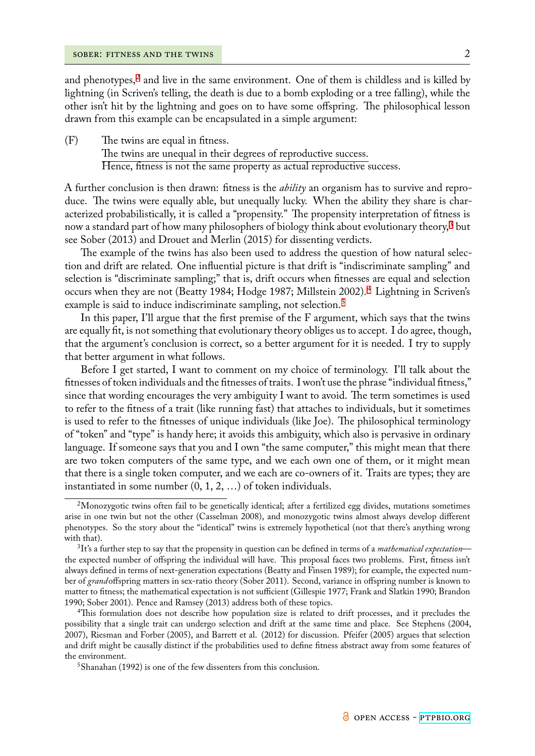and phenotypes,[2] and live in the same environment. One of them is childless and is killed by lightning (in Scriven's telling, the death is due to a bomb exploding or a tree falling), while the other isn't hit by the lightning and goes on to have some offspring. The philosophical lesson drawn from this example can be encapsulated in a simple argument:

(F) The twins are equal in fitness.
The twins are unequal in their degrees of reproductive success.
―――――――――――――――――――――――――――――――――――
Hence, fitness is not the same property as actual reproductive success.

A further conclusion is then drawn: fitness is the *ability* an organism has to survive and reproduce. The twins were equally able, but unequally lucky. When the ability they share is characterized probabilistically, it is called a "propensity." The propensity interpretation of fitness is now a standard part of how many philosophers of biology think about evolutionary theory,[3] but see Sober (2013) and Drouet and Merlin (2015) for dissenting verdicts.

The example of the twins has also been used to address the question of how natural selection and drift are related. One influential picture is that drift is "indiscriminate sampling" and selection is "discriminate sampling;" that is, drift occurs when fitnesses are equal and selection occurs when they are not (Beatty 1984; Hodge 1987; Millstein 2002).[4] Lightning in Scriven's example is said to induce indiscriminate sampling, not selection.[5]

In this paper, I'll argue that the first premise of the F argument, which says that the twins are equally fit, is not something that evolutionary theory obliges us to accept. I do agree, though, that the argument's conclusion is correct, so a better argument for it is needed. I try to supply that better argument in what follows.

Before I get started, I want to comment on my choice of terminology. I'll talk about the fitnesses of token individuals and the fitnesses of traits. I won't use the phrase "individual fitness," since that wording encourages the very ambiguity I want to avoid. The term sometimes is used to refer to the fitness of a trait (like running fast) that attaches to individuals, but it sometimes is used to refer to the fitnesses of unique individuals (like Joe). The philosophical terminology of "token" and "type" is handy here; it avoids this ambiguity, which also is pervasive in ordinary language. If someone says that you and I own "the same computer," this might mean that there are two token computers of the same type, and we each own one of them, or it might mean that there is a single token computer, and we each are co-owners of it. Traits are types; they are instantiated in some number (0, 1, 2, …) of token individuals.

---

[2] Monozygotic twins often fail to be genetically identical; after a fertilized egg divides, mutations sometimes arise in one twin but not the other (Casselman 2008), and monozygotic twins almost always develop different phenotypes. So the story about the "identical" twins is extremely hypothetical (not that there's anything wrong with that).

[3] It's a further step to say that the propensity in question can be defined in terms of a *mathematical expectation*—the expected number of offspring the individual will have. This proposal faces two problems. First, fitness isn't always defined in terms of next-generation expectations (Beatty and Finsen 1989); for example, the expected number of *grand*offspring matters in sex-ratio theory (Sober 2011). Second, variance in offspring number is known to matter to fitness; the mathematical expectation is not sufficient (Gillespie 1977; Frank and Slatkin 1990; Brandon 1990; Sober 2001). Pence and Ramsey (2013) address both of these topics.

[4] This formulation does not describe how population size is related to drift processes, and it precludes the possibility that a single trait can undergo selection and drift at the same time and place. See Stephens (2004, 2007), Riesman and Forber (2005), and Barrett et al. (2012) for discussion. Pfeifer (2005) argues that selection and drift might be causally distinct if the probabilities used to define fitness abstract away from some features of the environment.

[5] Shanahan (1992) is one of the few dissenters from this conclusion.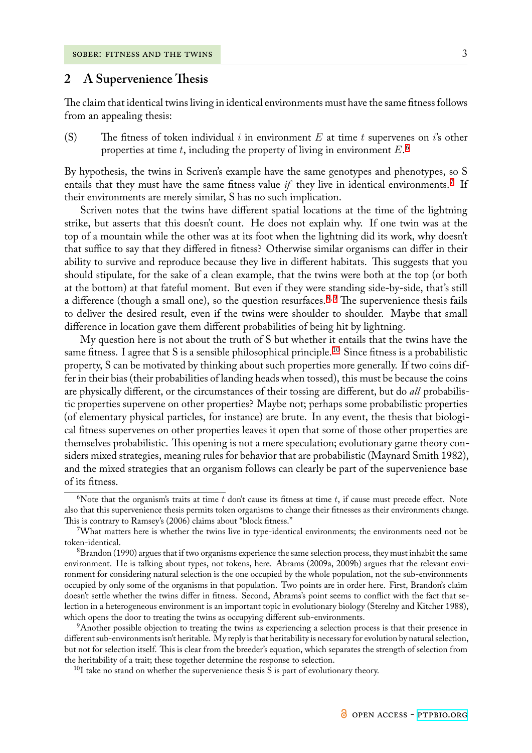## 2 A Supervenience Thesis

The claim that identical twins living in identical environments must have the same fitness follows from an appealing thesis:

(S) The fitness of token individual $i$ in environment $E$ at time $t$ supervenes on $i$'s other properties at time $t$, including the property of living in environment $E$.[6]

By hypothesis, the twins in Scriven's example have the same genotypes and phenotypes, so S entails that they must have the same fitness value *if* they live in identical environments.[7] If their environments are merely similar, S has no such implication.

Scriven notes that the twins have different spatial locations at the time of the lightning strike, but asserts that this doesn't count. He does not explain why. If one twin was at the top of a mountain while the other was at its foot when the lightning did its work, why doesn't that suffice to say that they differed in fitness? Otherwise similar organisms can differ in their ability to survive and reproduce because they live in different habitats. This suggests that you should stipulate, for the sake of a clean example, that the twins were both at the top (or both at the bottom) at that fateful moment. But even if they were standing side-by-side, that's still a difference (though a small one), so the question resurfaces.[8,9] The supervenience thesis fails to deliver the desired result, even if the twins were shoulder to shoulder. Maybe that small difference in location gave them different probabilities of being hit by lightning.

My question here is not about the truth of S but whether it entails that the twins have the same fitness. I agree that S is a sensible philosophical principle.[10] Since fitness is a probabilistic property, S can be motivated by thinking about such properties more generally. If two coins differ in their bias (their probabilities of landing heads when tossed), this must be because the coins are physically different, or the circumstances of their tossing are different, but do *all* probabilistic properties supervene on other properties? Maybe not; perhaps some probabilistic properties (of elementary physical particles, for instance) are brute. In any event, the thesis that biological fitness supervenes on other properties leaves it open that some of those other properties are themselves probabilistic. This opening is not a mere speculation; evolutionary game theory considers mixed strategies, meaning rules for behavior that are probabilistic (Maynard Smith 1982), and the mixed strategies that an organism follows can clearly be part of the supervenience base of its fitness.

---

[6] Note that the organism's traits at time $t$ don't cause its fitness at time $t$, if cause must precede effect. Note also that this supervenience thesis permits token organisms to change their fitnesses as their environments change. This is contrary to Ramsey's (2006) claims about "block fitness."

[7] What matters here is whether the twins live in type-identical environments; the environments need not be token-identical.

[8] Brandon (1990) argues that if two organisms experience the same selection process, they must inhabit the same environment. He is talking about types, not tokens, here. Abrams (2009a, 2009b) argues that the relevant environment for considering natural selection is the one occupied by the whole population, not the sub-environments occupied by only some of the organisms in that population. Two points are in order here. First, Brandon's claim doesn't settle whether the twins differ in fitness. Second, Abrams's point seems to conflict with the fact that selection in a heterogeneous environment is an important topic in evolutionary biology (Sterelny and Kitcher 1988), which opens the door to treating the twins as occupying different sub-environments.

[9] Another possible objection to treating the twins as experiencing a selection process is that their presence in different sub-environments isn't heritable. My reply is that heritability is necessary for evolution by natural selection, but not for selection itself. This is clear from the breeder's equation, which separates the strength of selection from the heritability of a trait; these together determine the response to selection.

[10] I take no stand on whether the supervenience thesis S is part of evolutionary theory.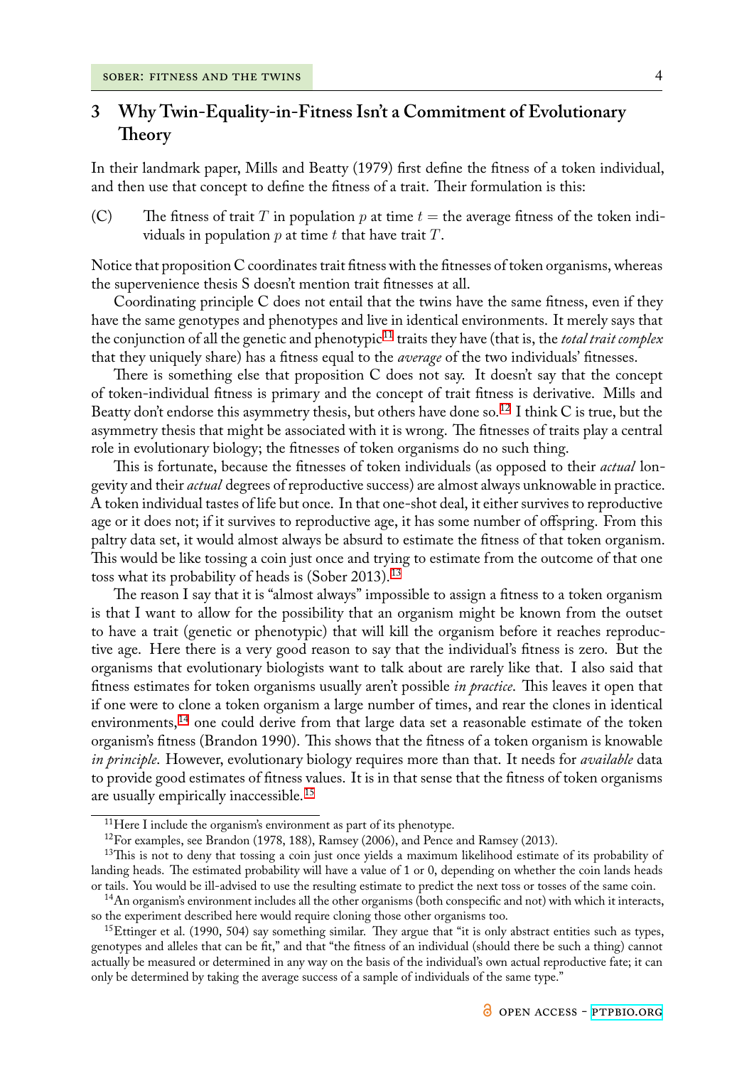## 3 Why Twin-Equality-in-Fitness Isn't a Commitment of Evolutionary Theory

In their landmark paper, Mills and Beatty (1979) first define the fitness of a token individual, and then use that concept to define the fitness of a trait. Their formulation is this:

(C) The fitness of trait $T$ in population $p$ at time $t$ = the average fitness of the token individuals in population $p$ at time $t$ that have trait $T$.

Notice that proposition C coordinates trait fitness with the fitnesses of token organisms, whereas the supervenience thesis S doesn't mention trait fitnesses at all.

Coordinating principle C does not entail that the twins have the same fitness, even if they have the same genotypes and phenotypes and live in identical environments. It merely says that the conjunction of all the genetic and phenotypic[11] traits they have (that is, the *total trait complex* that they uniquely share) has a fitness equal to the *average* of the two individuals' fitnesses.

There is something else that proposition C does not say. It doesn't say that the concept of token-individual fitness is primary and the concept of trait fitness is derivative. Mills and Beatty don't endorse this asymmetry thesis, but others have done so.[12] I think C is true, but the asymmetry thesis that might be associated with it is wrong. The fitnesses of traits play a central role in evolutionary biology; the fitnesses of token organisms do no such thing.

This is fortunate, because the fitnesses of token individuals (as opposed to their *actual* longevity and their *actual* degrees of reproductive success) are almost always unknowable in practice. A token individual tastes of life but once. In that one-shot deal, it either survives to reproductive age or it does not; if it survives to reproductive age, it has some number of offspring. From this paltry data set, it would almost always be absurd to estimate the fitness of that token organism. This would be like tossing a coin just once and trying to estimate from the outcome of that one toss what its probability of heads is (Sober 2013).[13]

The reason I say that it is "almost always" impossible to assign a fitness to a token organism is that I want to allow for the possibility that an organism might be known from the outset to have a trait (genetic or phenotypic) that will kill the organism before it reaches reproductive age. Here there is a very good reason to say that the individual's fitness is zero. But the organisms that evolutionary biologists want to talk about are rarely like that. I also said that fitness estimates for token organisms usually aren't possible *in practice*. This leaves it open that if one were to clone a token organism a large number of times, and rear the clones in identical environments,[14] one could derive from that large data set a reasonable estimate of the token organism's fitness (Brandon 1990). This shows that the fitness of a token organism is knowable *in principle*. However, evolutionary biology requires more than that. It needs for *available* data to provide good estimates of fitness values. It is in that sense that the fitness of token organisms are usually empirically inaccessible.[15]

---

[11] Here I include the organism's environment as part of its phenotype.

[12] For examples, see Brandon (1978, 188), Ramsey (2006), and Pence and Ramsey (2013).

[13] This is not to deny that tossing a coin just once yields a maximum likelihood estimate of its probability of landing heads. The estimated probability will have a value of 1 or 0, depending on whether the coin lands heads or tails. You would be ill-advised to use the resulting estimate to predict the next toss or tosses of the same coin.

[14] An organism's environment includes all the other organisms (both conspecific and not) with which it interacts, so the experiment described here would require cloning those other organisms too.

[15] Ettinger et al. (1990, 504) say something similar. They argue that "it is only abstract entities such as types, genotypes and alleles that can be fit," and that "the fitness of an individual (should there be such a thing) cannot actually be measured or determined in any way on the basis of the individual's own actual reproductive fate; it can only be determined by taking the average success of a sample of individuals of the same type."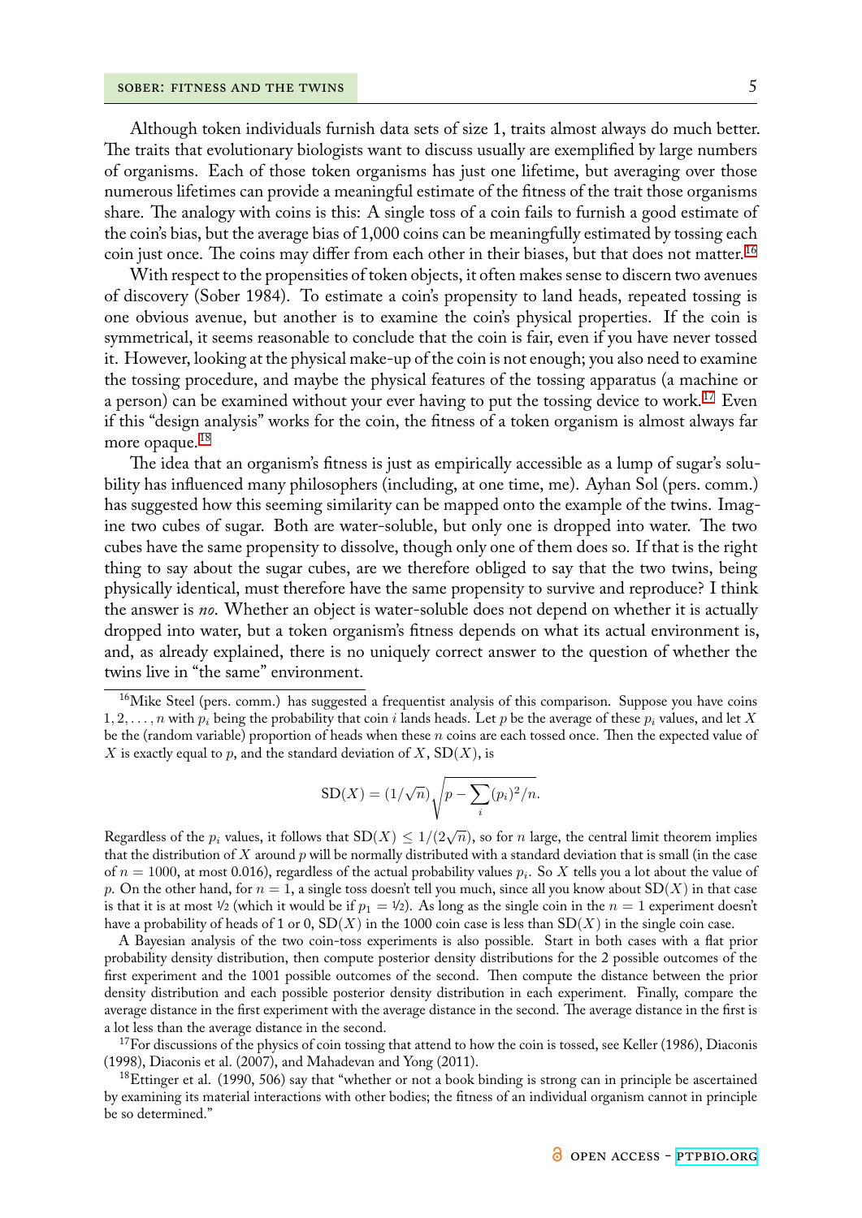Although token individuals furnish data sets of size 1, traits almost always do much better. The traits that evolutionary biologists want to discuss usually are exemplified by large numbers of organisms. Each of those token organisms has just one lifetime, but averaging over those numerous lifetimes can provide a meaningful estimate of the fitness of the trait those organisms share. The analogy with coins is this: A single toss of a coin fails to furnish a good estimate of the coin's bias, but the average bias of 1,000 coins can be meaningfully estimated by tossing each coin just once. The coins may differ from each other in their biases, but that does not matter.[16]

With respect to the propensities of token objects, it often makes sense to discern two avenues of discovery (Sober 1984). To estimate a coin's propensity to land heads, repeated tossing is one obvious avenue, but another is to examine the coin's physical properties. If the coin is symmetrical, it seems reasonable to conclude that the coin is fair, even if you have never tossed it. However, looking at the physical make-up of the coin is not enough; you also need to examine the tossing procedure, and maybe the physical features of the tossing apparatus (a machine or a person) can be examined without your ever having to put the tossing device to work.[17] Even if this "design analysis" works for the coin, the fitness of a token organism is almost always far more opaque.[18]

The idea that an organism's fitness is just as empirically accessible as a lump of sugar's solubility has influenced many philosophers (including, at one time, me). Ayhan Sol (pers. comm.) has suggested how this seeming similarity can be mapped onto the example of the twins. Imagine two cubes of sugar. Both are water-soluble, but only one is dropped into water. The two cubes have the same propensity to dissolve, though only one of them does so. If that is the right thing to say about the sugar cubes, are we therefore obliged to say that the two twins, being physically identical, must therefore have the same propensity to survive and reproduce? I think the answer is *no*. Whether an object is water-soluble does not depend on whether it is actually dropped into water, but a token organism's fitness depends on what its actual environment is, and, as already explained, there is no uniquely correct answer to the question of whether the twins live in "the same" environment.

---

[16] Mike Steel (pers. comm.) has suggested a frequentist analysis of this comparison. Suppose you have coins $1, 2, \ldots, n$ with $p_i$ being the probability that coin $i$ lands heads. Let $p$ be the average of these $p_i$ values, and let $X$ be the (random variable) proportion of heads when these $n$ coins are each tossed once. Then the expected value of $X$ is exactly equal to $p$, and the standard deviation of $X$, $\mathrm{SD}(X)$, is

$$\mathrm{SD}(X) = (1/\sqrt{n})\sqrt{p - \sum_i (p_i)^2/n}.$$

Regardless of the $p_i$ values, it follows that $\mathrm{SD}(X) \leq 1/(2\sqrt{n})$, so for $n$ large, the central limit theorem implies that the distribution of $X$ around $p$ will be normally distributed with a standard deviation that is small (in the case of $n = 1000$, at most 0.016), regardless of the actual probability values $p_i$. So $X$ tells you a lot about the value of $p$. On the other hand, for $n = 1$, a single toss doesn't tell you much, since all you know about $\mathrm{SD}(X)$ in that case is that it is at most $1/2$ (which it would be if $p_1 = 1/2$). As long as the single coin in the $n = 1$ experiment doesn't have a probability of heads of 1 or 0, $\mathrm{SD}(X)$ in the 1000 coin case is less than $\mathrm{SD}(X)$ in the single coin case.

A Bayesian analysis of the two coin-toss experiments is also possible. Start in both cases with a flat prior probability density distribution, then compute posterior density distributions for the 2 possible outcomes of the first experiment and the 1001 possible outcomes of the second. Then compute the distance between the prior density distribution and each possible posterior density distribution in each experiment. Finally, compare the average distance in the first experiment with the average distance in the second. The average distance in the first is a lot less than the average distance in the second.

[17] For discussions of the physics of coin tossing that attend to how the coin is tossed, see Keller (1986), Diaconis (1998), Diaconis et al. (2007), and Mahadevan and Yong (2011).

[18] Ettinger et al. (1990, 506) say that "whether or not a book binding is strong can in principle be ascertained by examining its material interactions with other bodies; the fitness of an individual organism cannot in principle be so determined."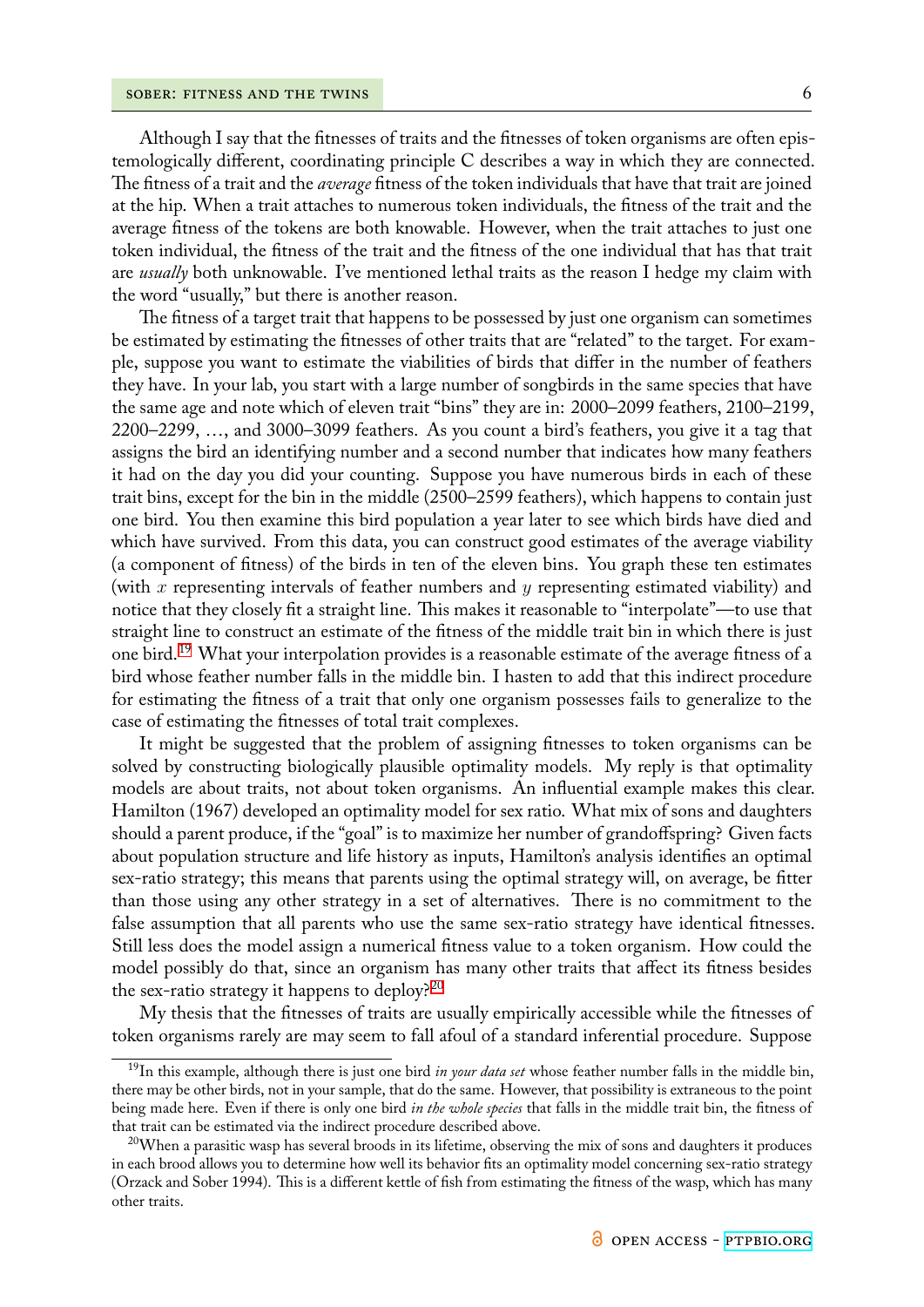Although I say that the fitnesses of traits and the fitnesses of token organisms are often epistemologically different, coordinating principle C describes a way in which they are connected. The fitness of a trait and the *average* fitness of the token individuals that have that trait are joined at the hip. When a trait attaches to numerous token individuals, the fitness of the trait and the average fitness of the tokens are both knowable. However, when the trait attaches to just one token individual, the fitness of the trait and the fitness of the one individual that has that trait are *usually* both unknowable. I've mentioned lethal traits as the reason I hedge my claim with the word "usually," but there is another reason.

The fitness of a target trait that happens to be possessed by just one organism can sometimes be estimated by estimating the fitnesses of other traits that are "related" to the target. For example, suppose you want to estimate the viabilities of birds that differ in the number of feathers they have. In your lab, you start with a large number of songbirds in the same species that have the same age and note which of eleven trait "bins" they are in: 2000–2099 feathers, 2100–2199, 2200–2299, …, and 3000–3099 feathers. As you count a bird's feathers, you give it a tag that assigns the bird an identifying number and a second number that indicates how many feathers it had on the day you did your counting. Suppose you have numerous birds in each of these trait bins, except for the bin in the middle (2500–2599 feathers), which happens to contain just one bird. You then examine this bird population a year later to see which birds have died and which have survived. From this data, you can construct good estimates of the average viability (a component of fitness) of the birds in ten of the eleven bins. You graph these ten estimates (with $x$ representing intervals of feather numbers and $y$ representing estimated viability) and notice that they closely fit a straight line. This makes it reasonable to "interpolate"—to use that straight line to construct an estimate of the fitness of the middle trait bin in which there is just one bird.[19] What your interpolation provides is a reasonable estimate of the average fitness of a bird whose feather number falls in the middle bin. I hasten to add that this indirect procedure for estimating the fitness of a trait that only one organism possesses fails to generalize to the case of estimating the fitnesses of total trait complexes.

It might be suggested that the problem of assigning fitnesses to token organisms can be solved by constructing biologically plausible optimality models. My reply is that optimality models are about traits, not about token organisms. An influential example makes this clear. Hamilton (1967) developed an optimality model for sex ratio. What mix of sons and daughters should a parent produce, if the "goal" is to maximize her number of grandoffspring? Given facts about population structure and life history as inputs, Hamilton's analysis identifies an optimal sex-ratio strategy; this means that parents using the optimal strategy will, on average, be fitter than those using any other strategy in a set of alternatives. There is no commitment to the false assumption that all parents who use the same sex-ratio strategy have identical fitnesses. Still less does the model assign a numerical fitness value to a token organism. How could the model possibly do that, since an organism has many other traits that affect its fitness besides the sex-ratio strategy it happens to deploy?[20]

My thesis that the fitnesses of traits are usually empirically accessible while the fitnesses of token organisms rarely are may seem to fall afoul of a standard inferential procedure. Suppose

---

[19] In this example, although there is just one bird *in your data set* whose feather number falls in the middle bin, there may be other birds, not in your sample, that do the same. However, that possibility is extraneous to the point being made here. Even if there is only one bird *in the whole species* that falls in the middle trait bin, the fitness of that trait can be estimated via the indirect procedure described above.

[20] When a parasitic wasp has several broods in its lifetime, observing the mix of sons and daughters it produces in each brood allows you to determine how well its behavior fits an optimality model concerning sex-ratio strategy (Orzack and Sober 1994). This is a different kettle of fish from estimating the fitness of the wasp, which has many other traits.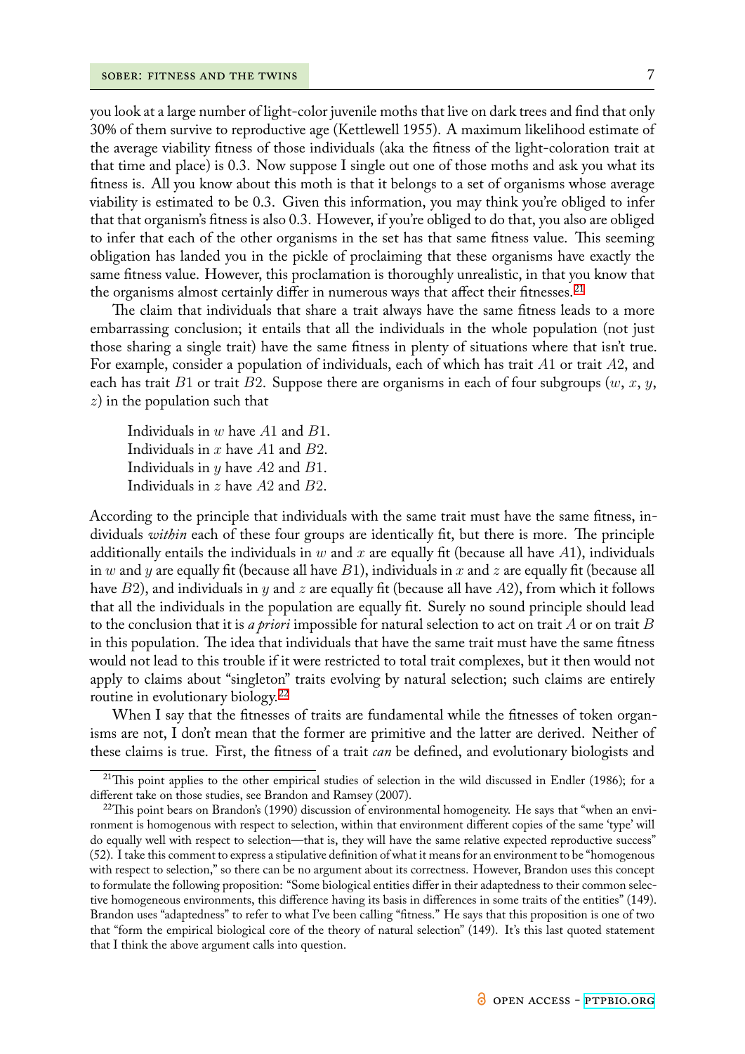you look at a large number of light-color juvenile moths that live on dark trees and find that only 30% of them survive to reproductive age (Kettlewell 1955). A maximum likelihood estimate of the average viability fitness of those individuals (aka the fitness of the light-coloration trait at that time and place) is 0.3. Now suppose I single out one of those moths and ask you what its fitness is. All you know about this moth is that it belongs to a set of organisms whose average viability is estimated to be 0.3. Given this information, you may think you're obliged to infer that that organism's fitness is also 0.3. However, if you're obliged to do that, you also are obliged to infer that each of the other organisms in the set has that same fitness value. This seeming obligation has landed you in the pickle of proclaiming that these organisms have exactly the same fitness value. However, this proclamation is thoroughly unrealistic, in that you know that the organisms almost certainly differ in numerous ways that affect their fitnesses.[21]

The claim that individuals that share a trait always have the same fitness leads to a more embarrassing conclusion; it entails that all the individuals in the whole population (not just those sharing a single trait) have the same fitness in plenty of situations where that isn't true. For example, consider a population of individuals, each of which has trait $A1$ or trait $A2$, and each has trait $B1$ or trait $B2$. Suppose there are organisms in each of four subgroups ($w$, $x$, $y$, $z$) in the population such that

> Individuals in $w$ have $A1$ and $B1$.
> Individuals in $x$ have $A1$ and $B2$.
> Individuals in $y$ have $A2$ and $B1$.
> Individuals in $z$ have $A2$ and $B2$.

According to the principle that individuals with the same trait must have the same fitness, individuals *within* each of these four groups are identically fit, but there is more. The principle additionally entails the individuals in $w$ and $x$ are equally fit (because all have $A1$), individuals in $w$ and $y$ are equally fit (because all have $B1$), individuals in $x$ and $z$ are equally fit (because all have $B2$), and individuals in $y$ and $z$ are equally fit (because all have $A2$), from which it follows that all the individuals in the population are equally fit. Surely no sound principle should lead to the conclusion that it is *a priori* impossible for natural selection to act on trait $A$ or on trait $B$ in this population. The idea that individuals that have the same trait must have the same fitness would not lead to this trouble if it were restricted to total trait complexes, but it then would not apply to claims about "singleton" traits evolving by natural selection; such claims are entirely routine in evolutionary biology.[22]

When I say that the fitnesses of traits are fundamental while the fitnesses of token organisms are not, I don't mean that the former are primitive and the latter are derived. Neither of these claims is true. First, the fitness of a trait *can* be defined, and evolutionary biologists and

---

[21] This point applies to the other empirical studies of selection in the wild discussed in Endler (1986); for a different take on those studies, see Brandon and Ramsey (2007).

[22] This point bears on Brandon's (1990) discussion of environmental homogeneity. He says that "when an environment is homogenous with respect to selection, within that environment different copies of the same 'type' will do equally well with respect to selection—that is, they will have the same relative expected reproductive success" (52). I take this comment to express a stipulative definition of what it means for an environment to be "homogenous with respect to selection," so there can be no argument about its correctness. However, Brandon uses this concept to formulate the following proposition: "Some biological entities differ in their adaptedness to their common selective homogeneous environments, this difference having its basis in differences in some traits of the entities" (149). Brandon uses "adaptedness" to refer to what I've been calling "fitness." He says that this proposition is one of two that "form the empirical biological core of the theory of natural selection" (149). It's this last quoted statement that I think the above argument calls into question.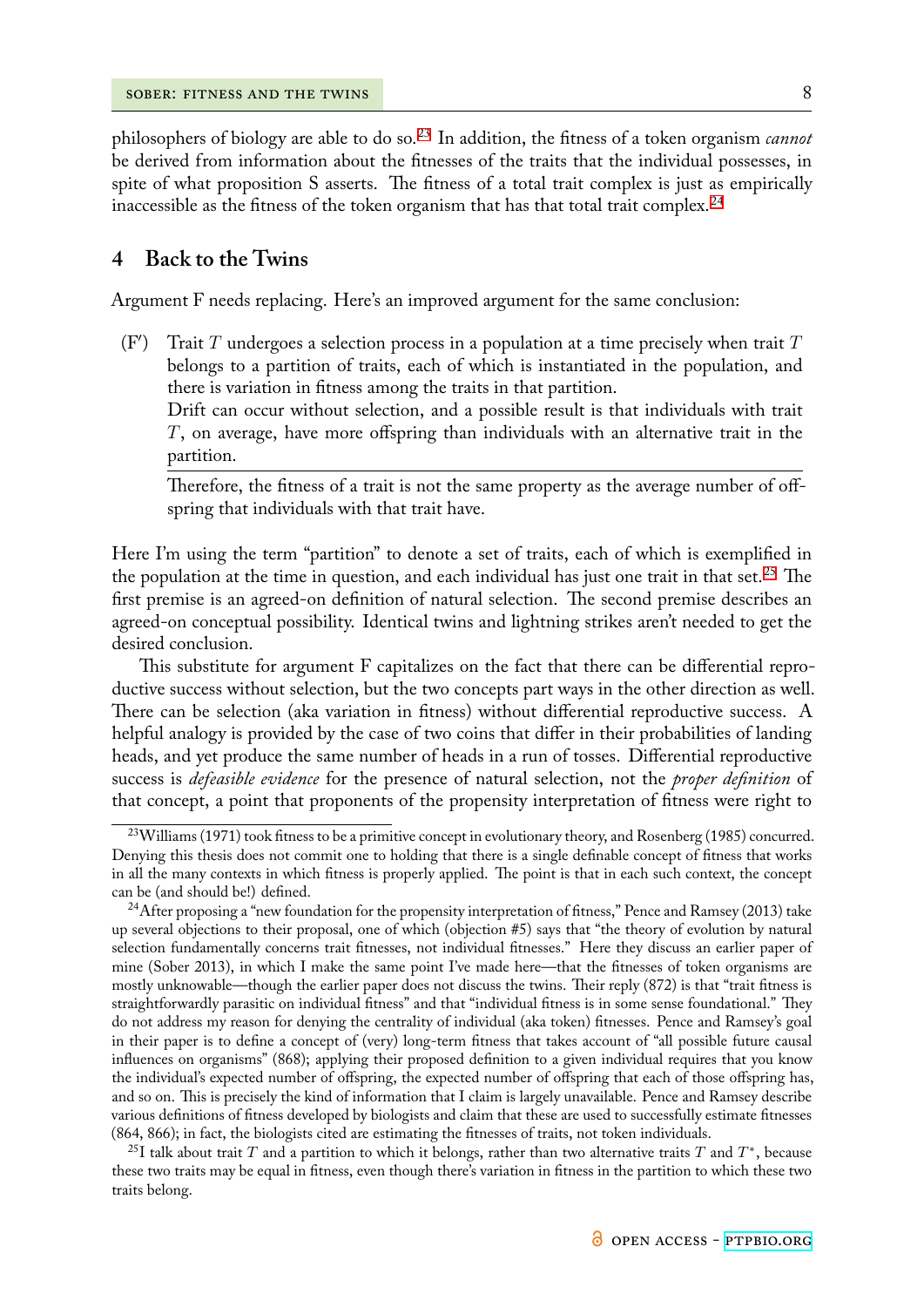philosophers of biology are able to do so.[23] In addition, the fitness of a token organism *cannot* be derived from information about the fitnesses of the traits that the individual possesses, in spite of what proposition S asserts. The fitness of a total trait complex is just as empirically inaccessible as the fitness of the token organism that has that total trait complex.[24]

## 4 Back to the Twins

Argument F needs replacing. Here's an improved argument for the same conclusion:

(F′) Trait $T$ undergoes a selection process in a population at a time precisely when trait $T$ belongs to a partition of traits, each of which is instantiated in the population, and there is variation in fitness among the traits in that partition.
Drift can occur without selection, and a possible result is that individuals with trait $T$, on average, have more offspring than individuals with an alternative trait in the partition.

---

Therefore, the fitness of a trait is not the same property as the average number of offspring that individuals with that trait have.

Here I'm using the term "partition" to denote a set of traits, each of which is exemplified in the population at the time in question, and each individual has just one trait in that set.[25] The first premise is an agreed-on definition of natural selection. The second premise describes an agreed-on conceptual possibility. Identical twins and lightning strikes aren't needed to get the desired conclusion.

This substitute for argument F capitalizes on the fact that there can be differential reproductive success without selection, but the two concepts part ways in the other direction as well. There can be selection (aka variation in fitness) without differential reproductive success. A helpful analogy is provided by the case of two coins that differ in their probabilities of landing heads, and yet produce the same number of heads in a run of tosses. Differential reproductive success is *defeasible evidence* for the presence of natural selection, not the *proper definition* of that concept, a point that proponents of the propensity interpretation of fitness were right to

---

[23] Williams (1971) took fitness to be a primitive concept in evolutionary theory, and Rosenberg (1985) concurred. Denying this thesis does not commit one to holding that there is a single definable concept of fitness that works in all the many contexts in which fitness is properly applied. The point is that in each such context, the concept can be (and should be!) defined.

[24] After proposing a "new foundation for the propensity interpretation of fitness," Pence and Ramsey (2013) take up several objections to their proposal, one of which (objection #5) says that "the theory of evolution by natural selection fundamentally concerns trait fitnesses, not individual fitnesses." Here they discuss an earlier paper of mine (Sober 2013), in which I make the same point I've made here—that the fitnesses of token organisms are mostly unknowable—though the earlier paper does not discuss the twins. Their reply (872) is that "trait fitness is straightforwardly parasitic on individual fitness" and that "individual fitness is in some sense foundational." They do not address my reason for denying the centrality of individual (aka token) fitnesses. Pence and Ramsey's goal in their paper is to define a concept of (very) long-term fitness that takes account of "all possible future causal influences on organisms" (868); applying their proposed definition to a given individual requires that you know the individual's expected number of offspring, the expected number of offspring that each of those offspring has, and so on. This is precisely the kind of information that I claim is largely unavailable. Pence and Ramsey describe various definitions of fitness developed by biologists and claim that these are used to successfully estimate fitnesses (864, 866); in fact, the biologists cited are estimating the fitnesses of traits, not token individuals.

[25] I talk about trait $T$ and a partition to which it belongs, rather than two alternative traits $T$ and $T^*$, because these two traits may be equal in fitness, even though there's variation in fitness in the partition to which these two traits belong.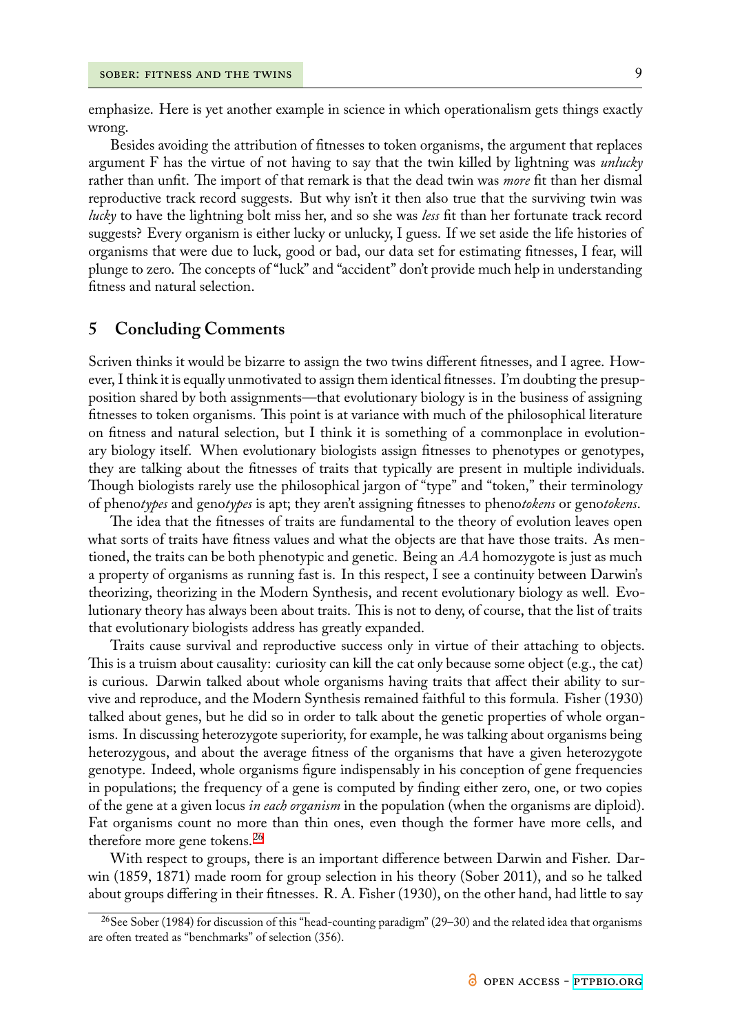emphasize. Here is yet another example in science in which operationalism gets things exactly wrong.

Besides avoiding the attribution of fitnesses to token organisms, the argument that replaces argument F has the virtue of not having to say that the twin killed by lightning was *unlucky* rather than unfit. The import of that remark is that the dead twin was *more* fit than her dismal reproductive track record suggests. But why isn't it then also true that the surviving twin was *lucky* to have the lightning bolt miss her, and so she was *less* fit than her fortunate track record suggests? Every organism is either lucky or unlucky, I guess. If we set aside the life histories of organisms that were due to luck, good or bad, our data set for estimating fitnesses, I fear, will plunge to zero. The concepts of "luck" and "accident" don't provide much help in understanding fitness and natural selection.

## 5 Concluding Comments

Scriven thinks it would be bizarre to assign the two twins different fitnesses, and I agree. However, I think it is equally unmotivated to assign them identical fitnesses. I'm doubting the presupposition shared by both assignments—that evolutionary biology is in the business of assigning fitnesses to token organisms. This point is at variance with much of the philosophical literature on fitness and natural selection, but I think it is something of a commonplace in evolutionary biology itself. When evolutionary biologists assign fitnesses to phenotypes or genotypes, they are talking about the fitnesses of traits that typically are present in multiple individuals. Though biologists rarely use the philosophical jargon of "type" and "token," their terminology of pheno*types* and geno*types* is apt; they aren't assigning fitnesses to pheno*tokens* or geno*tokens*.

The idea that the fitnesses of traits are fundamental to the theory of evolution leaves open what sorts of traits have fitness values and what the objects are that have those traits. As mentioned, the traits can be both phenotypic and genetic. Being an $AA$ homozygote is just as much a property of organisms as running fast is. In this respect, I see a continuity between Darwin's theorizing, theorizing in the Modern Synthesis, and recent evolutionary biology as well. Evolutionary theory has always been about traits. This is not to deny, of course, that the list of traits that evolutionary biologists address has greatly expanded.

Traits cause survival and reproductive success only in virtue of their attaching to objects. This is a truism about causality: curiosity can kill the cat only because some object (e.g., the cat) is curious. Darwin talked about whole organisms having traits that affect their ability to survive and reproduce, and the Modern Synthesis remained faithful to this formula. Fisher (1930) talked about genes, but he did so in order to talk about the genetic properties of whole organisms. In discussing heterozygote superiority, for example, he was talking about organisms being heterozygous, and about the average fitness of the organisms that have a given heterozygote genotype. Indeed, whole organisms figure indispensably in his conception of gene frequencies in populations; the frequency of a gene is computed by finding either zero, one, or two copies of the gene at a given locus *in each organism* in the population (when the organisms are diploid). Fat organisms count no more than thin ones, even though the former have more cells, and therefore more gene tokens.[26]

With respect to groups, there is an important difference between Darwin and Fisher. Darwin (1859, 1871) made room for group selection in his theory (Sober 2011), and so he talked about groups differing in their fitnesses. R. A. Fisher (1930), on the other hand, had little to say

[26] See Sober (1984) for discussion of this "head-counting paradigm" (29–30) and the related idea that organisms are often treated as "benchmarks" of selection (356).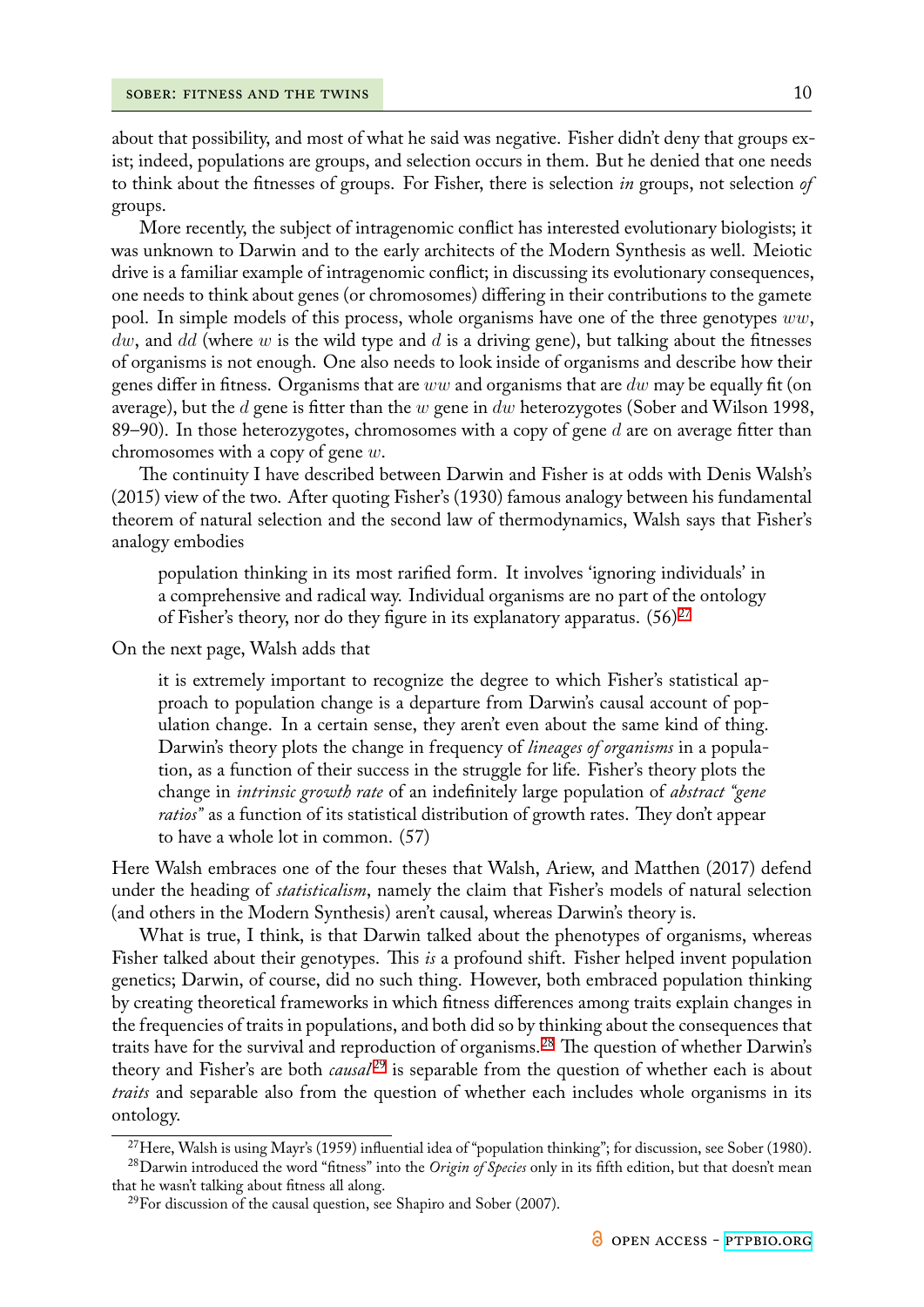about that possibility, and most of what he said was negative. Fisher didn't deny that groups exist; indeed, populations are groups, and selection occurs in them. But he denied that one needs to think about the fitnesses of groups. For Fisher, there is selection *in* groups, not selection *of* groups.

More recently, the subject of intragenomic conflict has interested evolutionary biologists; it was unknown to Darwin and to the early architects of the Modern Synthesis as well. Meiotic drive is a familiar example of intragenomic conflict; in discussing its evolutionary consequences, one needs to think about genes (or chromosomes) differing in their contributions to the gamete pool. In simple models of this process, whole organisms have one of the three genotypes $ww$, $dw$, and $dd$ (where $w$ is the wild type and $d$ is a driving gene), but talking about the fitnesses of organisms is not enough. One also needs to look inside of organisms and describe how their genes differ in fitness. Organisms that are $ww$ and organisms that are $dw$ may be equally fit (on average), but the $d$ gene is fitter than the $w$ gene in $dw$ heterozygotes (Sober and Wilson 1998, 89–90). In those heterozygotes, chromosomes with a copy of gene $d$ are on average fitter than chromosomes with a copy of gene $w$.

The continuity I have described between Darwin and Fisher is at odds with Denis Walsh's (2015) view of the two. After quoting Fisher's (1930) famous analogy between his fundamental theorem of natural selection and the second law of thermodynamics, Walsh says that Fisher's analogy embodies

> population thinking in its most rarified form. It involves 'ignoring individuals' in a comprehensive and radical way. Individual organisms are no part of the ontology of Fisher's theory, nor do they figure in its explanatory apparatus. (56)[27]

On the next page, Walsh adds that

> it is extremely important to recognize the degree to which Fisher's statistical approach to population change is a departure from Darwin's causal account of population change. In a certain sense, they aren't even about the same kind of thing. Darwin's theory plots the change in frequency of *lineages of organisms* in a population, as a function of their success in the struggle for life. Fisher's theory plots the change in *intrinsic growth rate* of an indefinitely large population of *abstract "gene ratios"* as a function of its statistical distribution of growth rates. They don't appear to have a whole lot in common. (57)

Here Walsh embraces one of the four theses that Walsh, Ariew, and Matthen (2017) defend under the heading of *statisticalism*, namely the claim that Fisher's models of natural selection (and others in the Modern Synthesis) aren't causal, whereas Darwin's theory is.

What is true, I think, is that Darwin talked about the phenotypes of organisms, whereas Fisher talked about their genotypes. This *is* a profound shift. Fisher helped invent population genetics; Darwin, of course, did no such thing. However, both embraced population thinking by creating theoretical frameworks in which fitness differences among traits explain changes in the frequencies of traits in populations, and both did so by thinking about the consequences that traits have for the survival and reproduction of organisms.[28] The question of whether Darwin's theory and Fisher's are both *causal*[29] is separable from the question of whether each is about *traits* and separable also from the question of whether each includes whole organisms in its ontology.

[27] Here, Walsh is using Mayr's (1959) influential idea of "population thinking"; for discussion, see Sober (1980).

[28] Darwin introduced the word "fitness" into the *Origin of Species* only in its fifth edition, but that doesn't mean that he wasn't talking about fitness all along.

[29] For discussion of the causal question, see Shapiro and Sober (2007).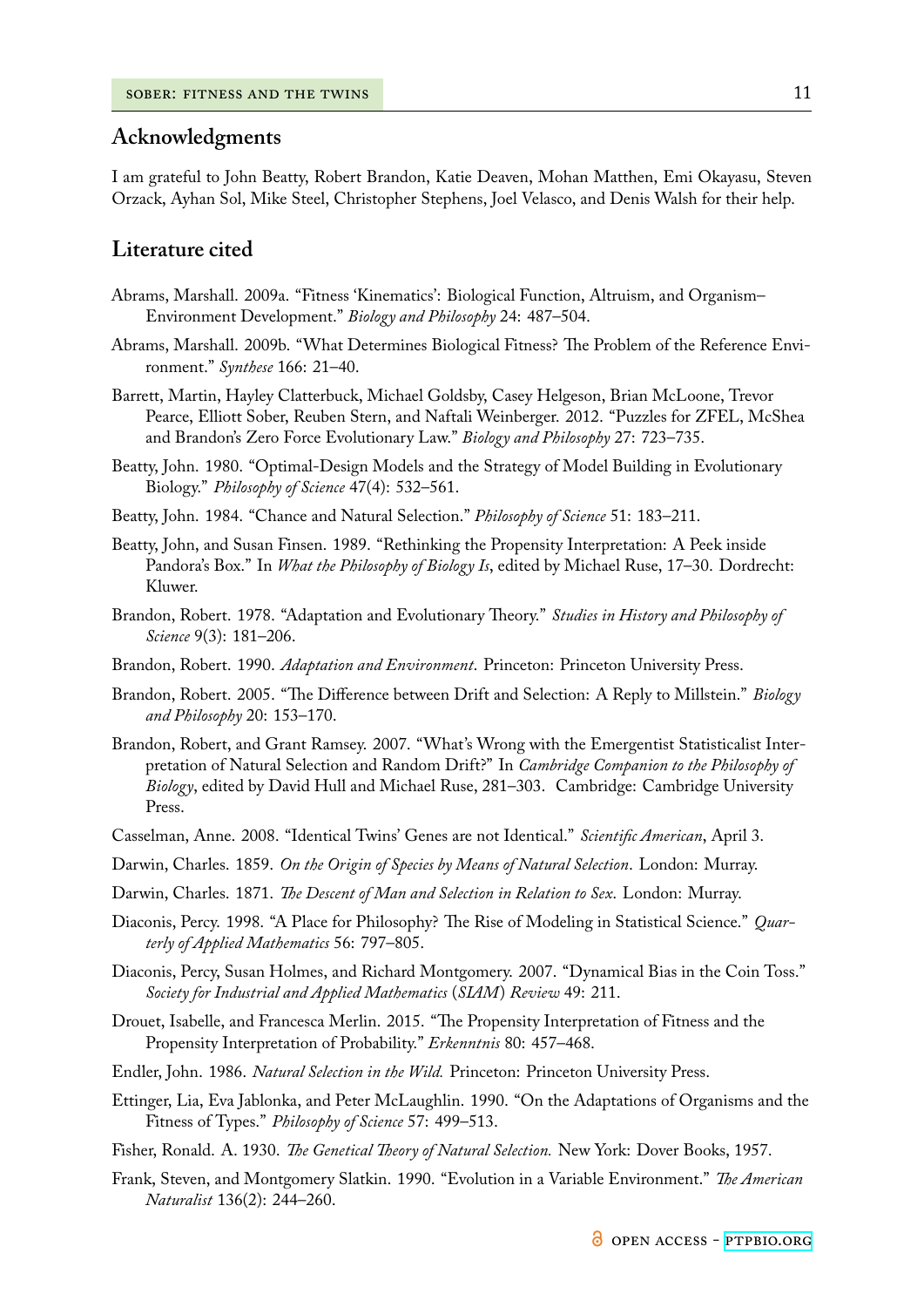## Acknowledgments

I am grateful to John Beatty, Robert Brandon, Katie Deaven, Mohan Matthen, Emi Okayasu, Steven Orzack, Ayhan Sol, Mike Steel, Christopher Stephens, Joel Velasco, and Denis Walsh for their help.

## Literature cited

Abrams, Marshall. 2009a. "Fitness 'Kinematics': Biological Function, Altruism, and Organism–Environment Development." *Biology and Philosophy* 24: 487–504.

Abrams, Marshall. 2009b. "What Determines Biological Fitness? The Problem of the Reference Environment." *Synthese* 166: 21–40.

Barrett, Martin, Hayley Clatterbuck, Michael Goldsby, Casey Helgeson, Brian McLoone, Trevor Pearce, Elliott Sober, Reuben Stern, and Naftali Weinberger. 2012. "Puzzles for ZFEL, McShea and Brandon's Zero Force Evolutionary Law." *Biology and Philosophy* 27: 723–735.

Beatty, John. 1980. "Optimal-Design Models and the Strategy of Model Building in Evolutionary Biology." *Philosophy of Science* 47(4): 532–561.

Beatty, John. 1984. "Chance and Natural Selection." *Philosophy of Science* 51: 183–211.

Beatty, John, and Susan Finsen. 1989. "Rethinking the Propensity Interpretation: A Peek inside Pandora's Box." In *What the Philosophy of Biology Is*, edited by Michael Ruse, 17–30. Dordrecht: Kluwer.

Brandon, Robert. 1978. "Adaptation and Evolutionary Theory." *Studies in History and Philosophy of Science* 9(3): 181–206.

Brandon, Robert. 1990. *Adaptation and Environment*. Princeton: Princeton University Press.

Brandon, Robert. 2005. "The Difference between Drift and Selection: A Reply to Millstein." *Biology and Philosophy* 20: 153–170.

Brandon, Robert, and Grant Ramsey. 2007. "What's Wrong with the Emergentist Statisticalist Interpretation of Natural Selection and Random Drift?" In *Cambridge Companion to the Philosophy of Biology*, edited by David Hull and Michael Ruse, 281–303. Cambridge: Cambridge University Press.

Casselman, Anne. 2008. "Identical Twins' Genes are not Identical." *Scientific American*, April 3.

Darwin, Charles. 1859. *On the Origin of Species by Means of Natural Selection*. London: Murray.

Darwin, Charles. 1871. *The Descent of Man and Selection in Relation to Sex*. London: Murray.

Diaconis, Percy. 1998. "A Place for Philosophy? The Rise of Modeling in Statistical Science." *Quarterly of Applied Mathematics* 56: 797–805.

Diaconis, Percy, Susan Holmes, and Richard Montgomery. 2007. "Dynamical Bias in the Coin Toss." *Society for Industrial and Applied Mathematics (SIAM) Review* 49: 211.

Drouet, Isabelle, and Francesca Merlin. 2015. "The Propensity Interpretation of Fitness and the Propensity Interpretation of Probability." *Erkenntnis* 80: 457–468.

Endler, John. 1986. *Natural Selection in the Wild.* Princeton: Princeton University Press.

Ettinger, Lia, Eva Jablonka, and Peter McLaughlin. 1990. "On the Adaptations of Organisms and the Fitness of Types." *Philosophy of Science* 57: 499–513.

Fisher, Ronald. A. 1930. *The Genetical Theory of Natural Selection.* New York: Dover Books, 1957.

Frank, Steven, and Montgomery Slatkin. 1990. "Evolution in a Variable Environment." *The American Naturalist* 136(2): 244–260.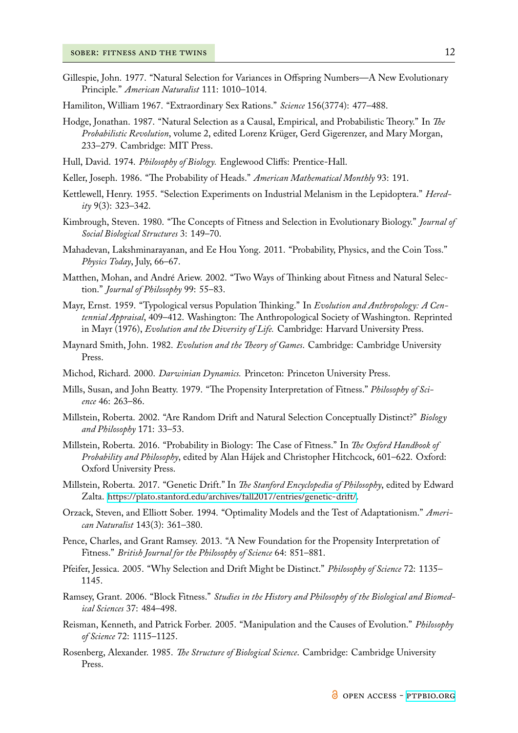Gillespie, John. 1977. "Natural Selection for Variances in Offspring Numbers—A New Evolutionary Principle." *American Naturalist* 111: 1010–1014.

Hamiliton, William 1967. "Extraordinary Sex Rations." *Science* 156(3774): 477–488.

Hodge, Jonathan. 1987. "Natural Selection as a Causal, Empirical, and Probabilistic Theory." In *The Probabilistic Revolution*, volume 2, edited Lorenz Krüger, Gerd Gigerenzer, and Mary Morgan, 233–279. Cambridge: MIT Press.

Hull, David. 1974. *Philosophy of Biology.* Englewood Cliffs: Prentice-Hall.

Keller, Joseph. 1986. "The Probability of Heads." *American Mathematical Monthly* 93: 191.

Kettlewell, Henry. 1955. "Selection Experiments on Industrial Melanism in the Lepidoptera." *Heredity* 9(3): 323–342.

Kimbrough, Steven. 1980. "The Concepts of Fitness and Selection in Evolutionary Biology." *Journal of Social Biological Structures* 3: 149–70.

Mahadevan, Lakshminarayanan, and Ee Hou Yong. 2011. "Probability, Physics, and the Coin Toss." *Physics Today*, July, 66–67.

Matthen, Mohan, and André Ariew. 2002. "Two Ways of Thinking about Fitness and Natural Selection." *Journal of Philosophy* 99: 55–83.

Mayr, Ernst. 1959. "Typological versus Population Thinking." In *Evolution and Anthropology: A Centennial Appraisal*, 409–412. Washington: The Anthropological Society of Washington. Reprinted in Mayr (1976), *Evolution and the Diversity of Life.* Cambridge: Harvard University Press.

Maynard Smith, John. 1982. *Evolution and the Theory of Games*. Cambridge: Cambridge University Press.

Michod, Richard. 2000. *Darwinian Dynamics.* Princeton: Princeton University Press.

Mills, Susan, and John Beatty. 1979. "The Propensity Interpretation of Fitness." *Philosophy of Science* 46: 263–86.

Millstein, Roberta. 2002. "Are Random Drift and Natural Selection Conceptually Distinct?" *Biology and Philosophy* 171: 33–53.

Millstein, Roberta. 2016. "Probability in Biology: The Case of Fitness." In *The Oxford Handbook of Probability and Philosophy*, edited by Alan Hájek and Christopher Hitchcock, 601–622. Oxford: Oxford University Press.

Millstein, Roberta. 2017. "Genetic Drift." In *The Stanford Encyclopedia of Philosophy*, edited by Edward Zalta. https://plato.stanford.edu/archives/fall2017/entries/genetic-drift/.

Orzack, Steven, and Elliott Sober. 1994. "Optimality Models and the Test of Adaptationism." *American Naturalist* 143(3): 361–380.

Pence, Charles, and Grant Ramsey. 2013. "A New Foundation for the Propensity Interpretation of Fitness." *British Journal for the Philosophy of Science* 64: 851–881.

Pfeifer, Jessica. 2005. "Why Selection and Drift Might be Distinct." *Philosophy of Science* 72: 1135–1145.

Ramsey, Grant. 2006. "Block Fitness." *Studies in the History and Philosophy of the Biological and Biomedical Sciences* 37: 484–498.

Reisman, Kenneth, and Patrick Forber. 2005. "Manipulation and the Causes of Evolution." *Philosophy of Science* 72: 1115–1125.

Rosenberg, Alexander. 1985. *The Structure of Biological Science*. Cambridge: Cambridge University Press.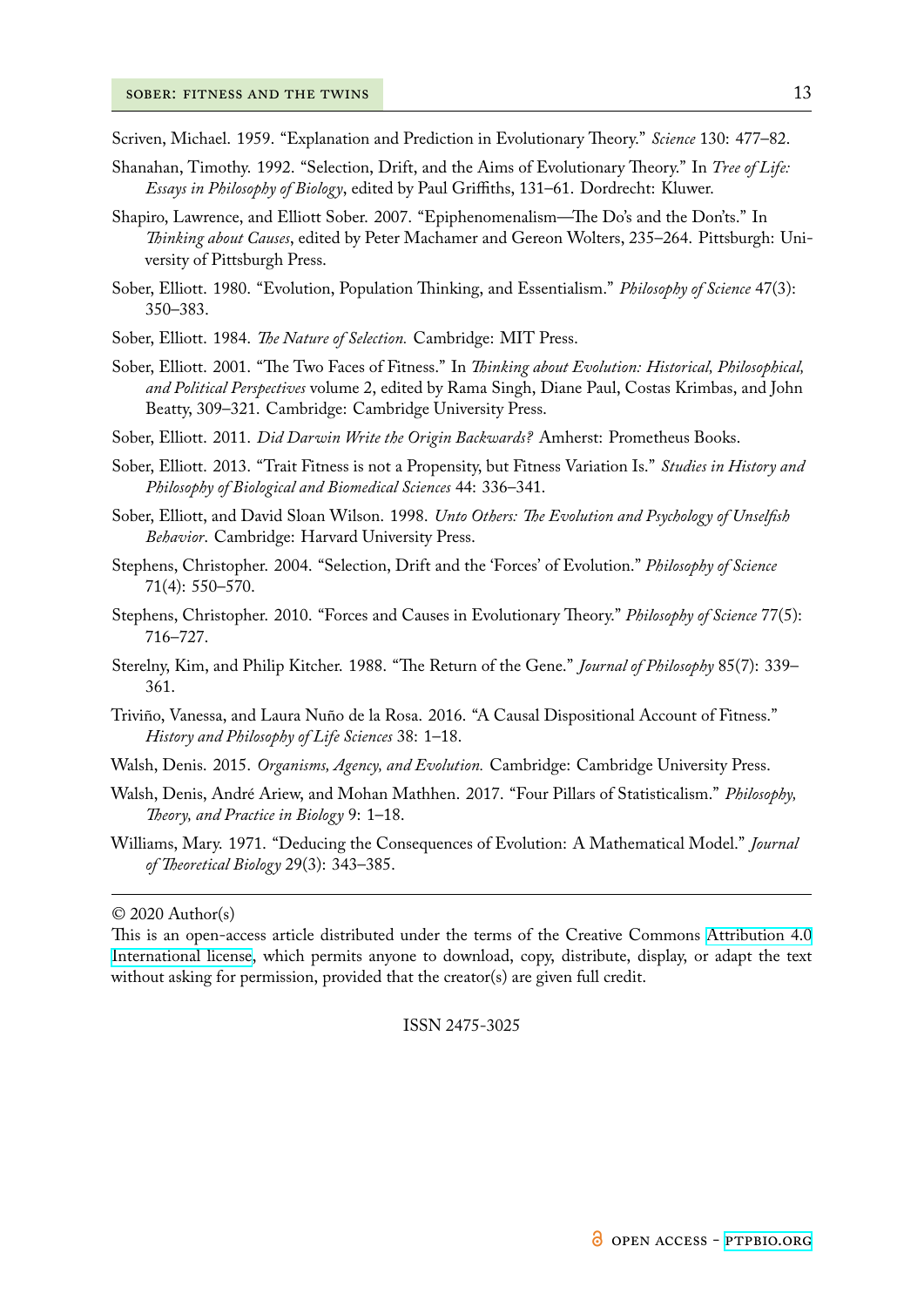Scriven, Michael. 1959. "Explanation and Prediction in Evolutionary Theory." *Science* 130: 477–82.

Shanahan, Timothy. 1992. "Selection, Drift, and the Aims of Evolutionary Theory." In *Tree of Life: Essays in Philosophy of Biology*, edited by Paul Griffiths, 131–61. Dordrecht: Kluwer.

Shapiro, Lawrence, and Elliott Sober. 2007. "Epiphenomenalism—The Do's and the Don'ts." In *Thinking about Causes*, edited by Peter Machamer and Gereon Wolters, 235–264. Pittsburgh: University of Pittsburgh Press.

Sober, Elliott. 1980. "Evolution, Population Thinking, and Essentialism." *Philosophy of Science* 47(3): 350–383.

Sober, Elliott. 1984. *The Nature of Selection.* Cambridge: MIT Press.

Sober, Elliott. 2001. "The Two Faces of Fitness." In *Thinking about Evolution: Historical, Philosophical, and Political Perspectives* volume 2, edited by Rama Singh, Diane Paul, Costas Krimbas, and John Beatty, 309–321. Cambridge: Cambridge University Press.

Sober, Elliott. 2011. *Did Darwin Write the Origin Backwards?* Amherst: Prometheus Books.

Sober, Elliott. 2013. "Trait Fitness is not a Propensity, but Fitness Variation Is." *Studies in History and Philosophy of Biological and Biomedical Sciences* 44: 336–341.

Sober, Elliott, and David Sloan Wilson. 1998. *Unto Others: The Evolution and Psychology of Unselfish Behavior*. Cambridge: Harvard University Press.

Stephens, Christopher. 2004. "Selection, Drift and the 'Forces' of Evolution." *Philosophy of Science* 71(4): 550–570.

Stephens, Christopher. 2010. "Forces and Causes in Evolutionary Theory." *Philosophy of Science* 77(5): 716–727.

Sterelny, Kim, and Philip Kitcher. 1988. "The Return of the Gene." *Journal of Philosophy* 85(7): 339–361.

Triviño, Vanessa, and Laura Nuño de la Rosa. 2016. "A Causal Dispositional Account of Fitness." *History and Philosophy of Life Sciences* 38: 1–18.

Walsh, Denis. 2015. *Organisms, Agency, and Evolution.* Cambridge: Cambridge University Press.

Walsh, Denis, André Ariew, and Mohan Mathhen. 2017. "Four Pillars of Statisticalism." *Philosophy, Theory, and Practice in Biology* 9: 1–18.

Williams, Mary. 1971. "Deducing the Consequences of Evolution: A Mathematical Model." *Journal of Theoretical Biology* 29(3): 343–385.

---

© 2020 Author(s)

This is an open-access article distributed under the terms of the Creative Commons Attribution 4.0 International license, which permits anyone to download, copy, distribute, display, or adapt the text without asking for permission, provided that the creator(s) are given full credit.

ISSN 2475-3025